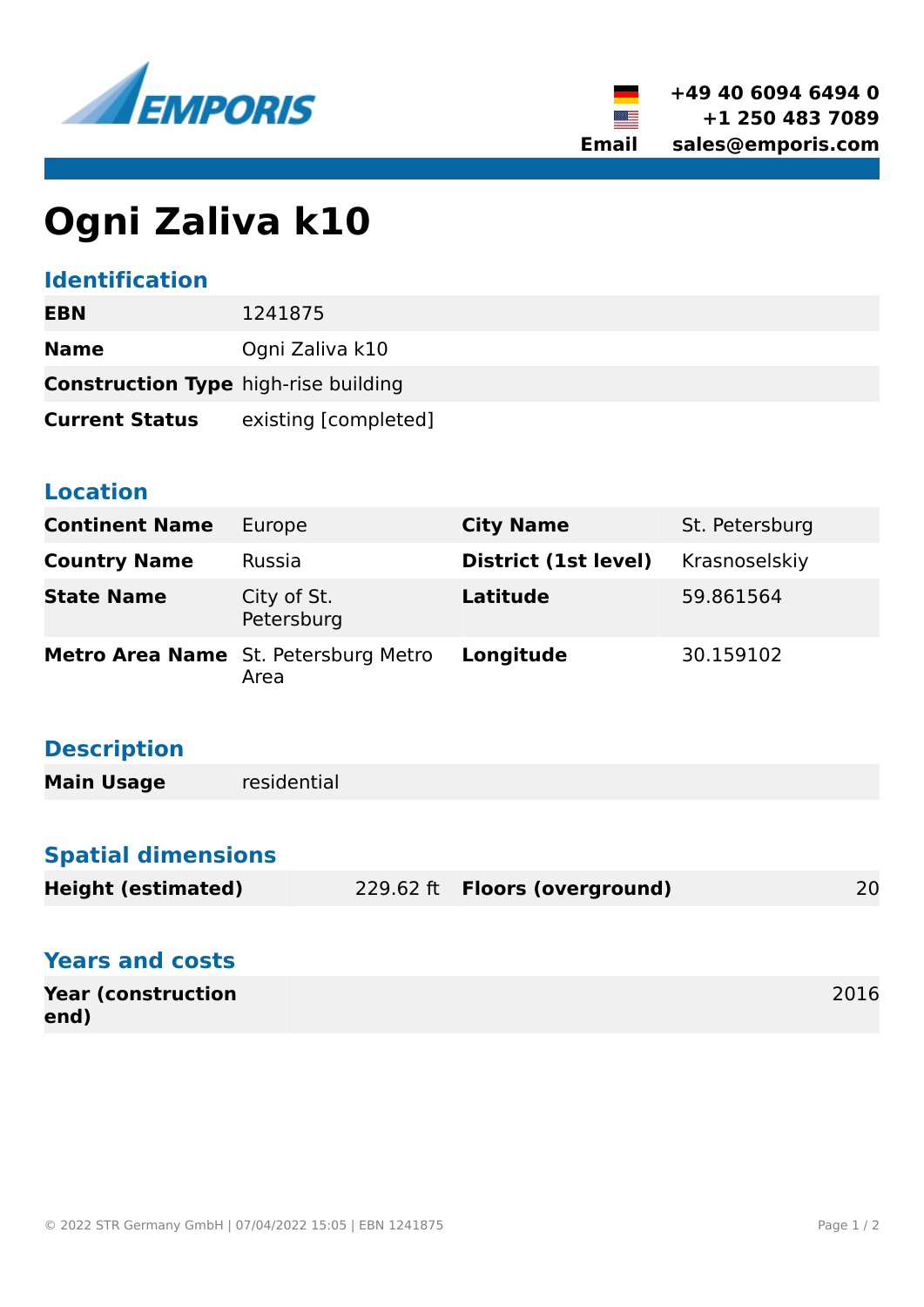EMPORIS

+49 40 6094 6494 0
+1 250 483 7089
**Email** sales@emporis.com

# Ogni Zaliva k10

## Identification

| | |
|---|---|
| **EBN** | 1241875 |
| **Name** | Ogni Zaliva k10 |
| **Construction Type** | high-rise building |
| **Current Status** | existing [completed] |

## Location

| | | | |
|---|---|---|---|
| **Continent Name** | Europe | **City Name** | St. Petersburg |
| **Country Name** | Russia | **District (1st level)** | Krasnoselskiy |
| **State Name** | City of St. Petersburg | **Latitude** | 59.861564 |
| **Metro Area Name** | St. Petersburg Metro Area | **Longitude** | 30.159102 |

## Description

| | |
|---|---|
| **Main Usage** | residential |

## Spatial dimensions

| | | | |
|---|---|---|---|
| **Height (estimated)** | 229.62 ft | **Floors (overground)** | 20 |

## Years and costs

| | |
|---|---|
| **Year (construction end)** | 2016 |

© 2022 STR Germany GmbH | 07/04/2022 15:05 | EBN 1241875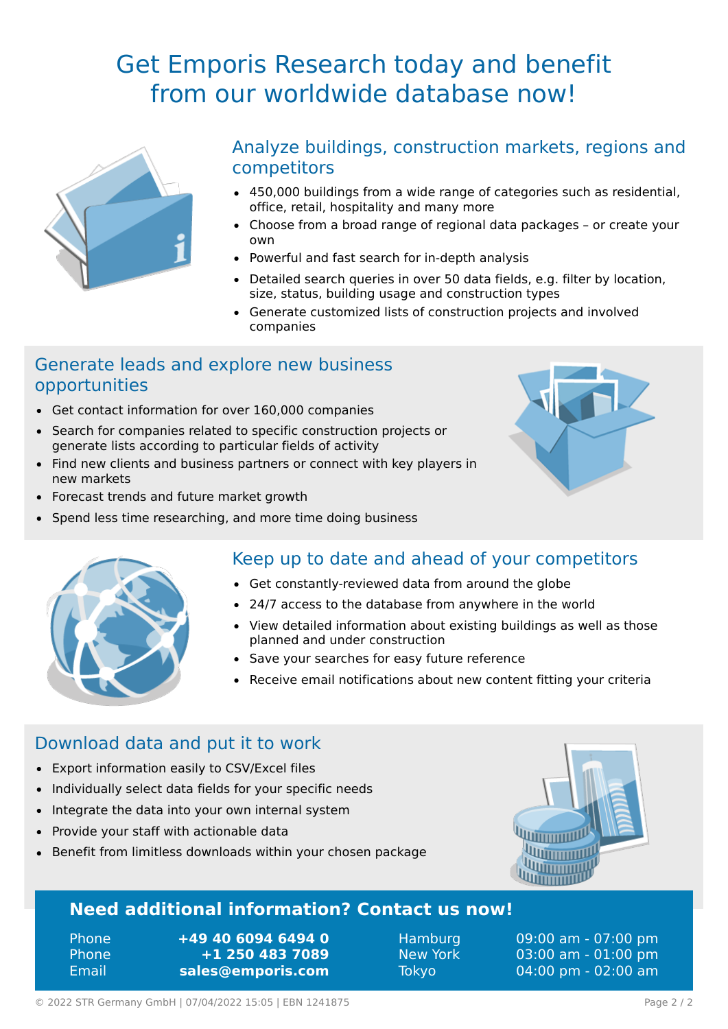# Get Emporis Research today and benefit from our worldwide database now!

## Analyze buildings, construction markets, regions and competitors

- 450,000 buildings from a wide range of categories such as residential, office, retail, hospitality and many more
- Choose from a broad range of regional data packages – or create your own
- Powerful and fast search for in-depth analysis
- Detailed search queries in over 50 data fields, e.g. filter by location, size, status, building usage and construction types
- Generate customized lists of construction projects and involved companies

## Generate leads and explore new business opportunities

- Get contact information for over 160,000 companies
- Search for companies related to specific construction projects or generate lists according to particular fields of activity
- Find new clients and business partners or connect with key players in new markets
- Forecast trends and future market growth
- Spend less time researching, and more time doing business

## Keep up to date and ahead of your competitors

- Get constantly-reviewed data from around the globe
- 24/7 access to the database from anywhere in the world
- View detailed information about existing buildings as well as those planned and under construction
- Save your searches for easy future reference
- Receive email notifications about new content fitting your criteria

## Download data and put it to work

- Export information easily to CSV/Excel files
- Individually select data fields for your specific needs
- Integrate the data into your own internal system
- Provide your staff with actionable data
- Benefit from limitless downloads within your chosen package

### Need additional information? Contact us now!

| | | | |
|---|---|---|---|
| Phone | **+49 40 6094 6494 0** | Hamburg | 09:00 am - 07:00 pm |
| Phone | **+1 250 483 7089** | New York | 03:00 am - 01:00 pm |
| Email | **sales@emporis.com** | Tokyo | 04:00 pm - 02:00 am |

© 2022 STR Germany GmbH | 07/04/2022 15:05 | EBN 1241875